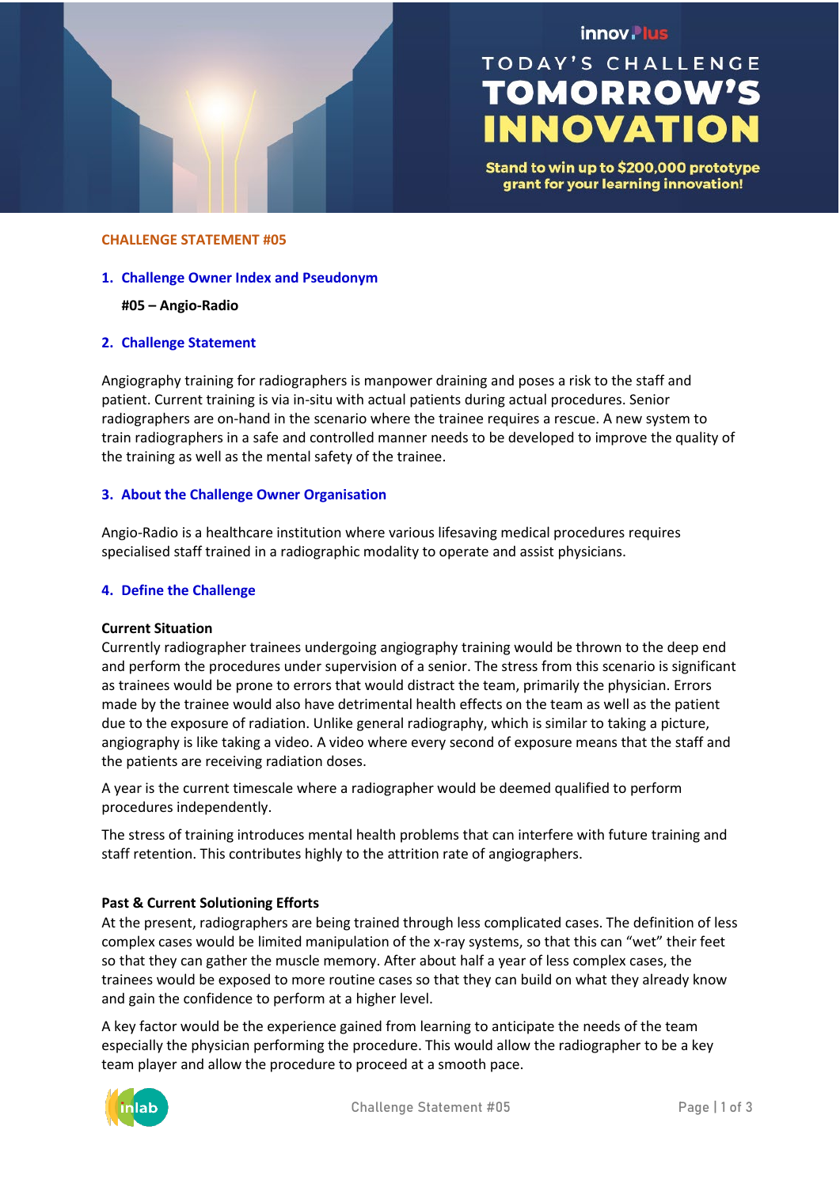innovPlus

TODAY'S CHALLENGE

# TOMORROW'S INNOVATION

**Stand to win up to $200,000 prototype grant for your learning innovation!**

**CHALLENGE STATEMENT #05**

## 1. Challenge Owner Index and Pseudonym

**#05 – Angio-Radio**

## 2. Challenge Statement

Angiography training for radiographers is manpower draining and poses a risk to the staff and patient. Current training is via in-situ with actual patients during actual procedures. Senior radiographers are on-hand in the scenario where the trainee requires a rescue. A new system to train radiographers in a safe and controlled manner needs to be developed to improve the quality of the training as well as the mental safety of the trainee.

## 3. About the Challenge Owner Organisation

Angio-Radio is a healthcare institution where various lifesaving medical procedures requires specialised staff trained in a radiographic modality to operate and assist physicians.

## 4. Define the Challenge

**Current Situation**

Currently radiographer trainees undergoing angiography training would be thrown to the deep end and perform the procedures under supervision of a senior. The stress from this scenario is significant as trainees would be prone to errors that would distract the team, primarily the physician. Errors made by the trainee would also have detrimental health effects on the team as well as the patient due to the exposure of radiation. Unlike general radiography, which is similar to taking a picture, angiography is like taking a video. A video where every second of exposure means that the staff and the patients are receiving radiation doses.

A year is the current timescale where a radiographer would be deemed qualified to perform procedures independently.

The stress of training introduces mental health problems that can interfere with future training and staff retention. This contributes highly to the attrition rate of angiographers.

**Past & Current Solutioning Efforts**

At the present, radiographers are being trained through less complicated cases. The definition of less complex cases would be limited manipulation of the x-ray systems, so that this can "wet" their feet so that they can gather the muscle memory. After about half a year of less complex cases, the trainees would be exposed to more routine cases so that they can build on what they already know and gain the confidence to perform at a higher level.

A key factor would be the experience gained from learning to anticipate the needs of the team especially the physician performing the procedure. This would allow the radiographer to be a key team player and allow the procedure to proceed at a smooth pace.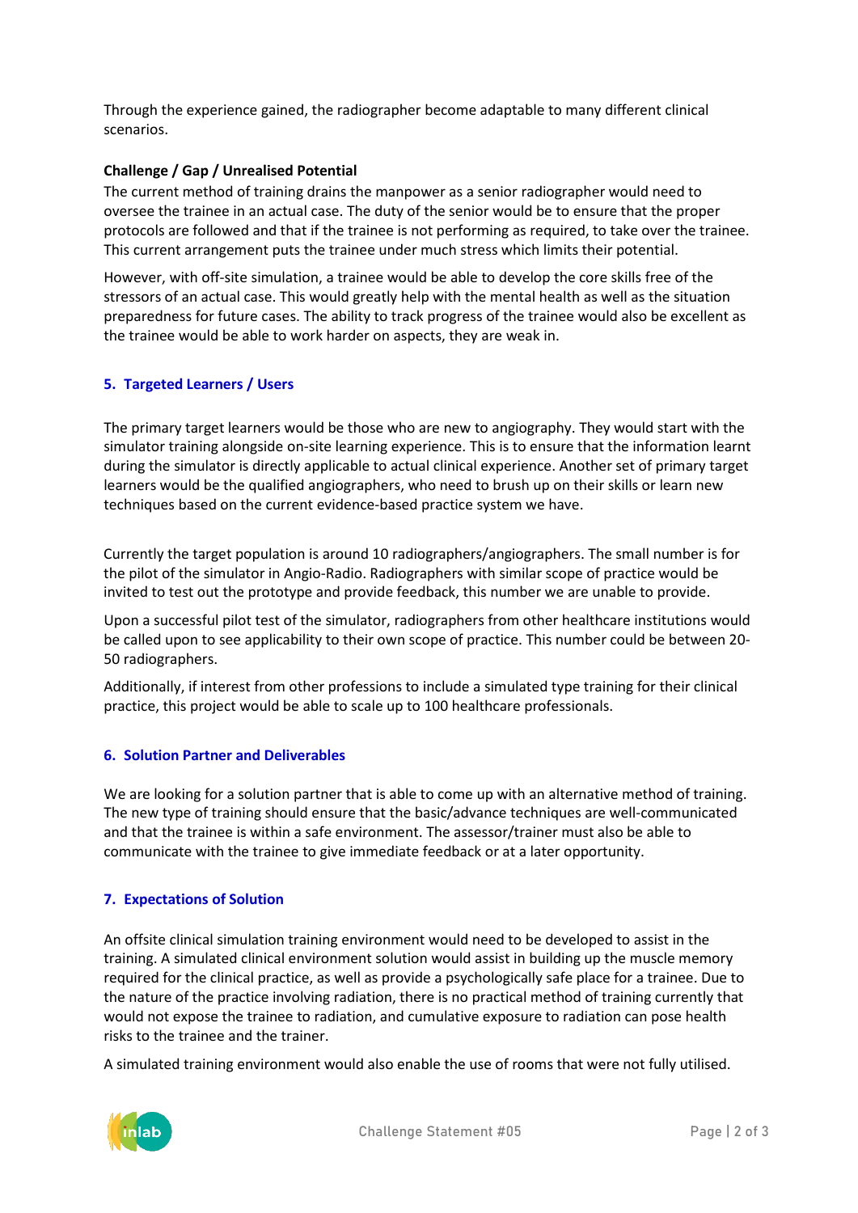Through the experience gained, the radiographer become adaptable to many different clinical scenarios.

**Challenge / Gap / Unrealised Potential**

The current method of training drains the manpower as a senior radiographer would need to oversee the trainee in an actual case. The duty of the senior would be to ensure that the proper protocols are followed and that if the trainee is not performing as required, to take over the trainee. This current arrangement puts the trainee under much stress which limits their potential.

However, with off-site simulation, a trainee would be able to develop the core skills free of the stressors of an actual case. This would greatly help with the mental health as well as the situation preparedness for future cases. The ability to track progress of the trainee would also be excellent as the trainee would be able to work harder on aspects, they are weak in.

## 5. Targeted Learners / Users

The primary target learners would be those who are new to angiography. They would start with the simulator training alongside on-site learning experience. This is to ensure that the information learnt during the simulator is directly applicable to actual clinical experience. Another set of primary target learners would be the qualified angiographers, who need to brush up on their skills or learn new techniques based on the current evidence-based practice system we have.

Currently the target population is around 10 radiographers/angiographers. The small number is for the pilot of the simulator in Angio-Radio. Radiographers with similar scope of practice would be invited to test out the prototype and provide feedback, this number we are unable to provide.

Upon a successful pilot test of the simulator, radiographers from other healthcare institutions would be called upon to see applicability to their own scope of practice. This number could be between 20-50 radiographers.

Additionally, if interest from other professions to include a simulated type training for their clinical practice, this project would be able to scale up to 100 healthcare professionals.

## 6. Solution Partner and Deliverables

We are looking for a solution partner that is able to come up with an alternative method of training. The new type of training should ensure that the basic/advance techniques are well-communicated and that the trainee is within a safe environment. The assessor/trainer must also be able to communicate with the trainee to give immediate feedback or at a later opportunity.

## 7. Expectations of Solution

An offsite clinical simulation training environment would need to be developed to assist in the training. A simulated clinical environment solution would assist in building up the muscle memory required for the clinical practice, as well as provide a psychologically safe place for a trainee. Due to the nature of the practice involving radiation, there is no practical method of training currently that would not expose the trainee to radiation, and cumulative exposure to radiation can pose health risks to the trainee and the trainer.

A simulated training environment would also enable the use of rooms that were not fully utilised.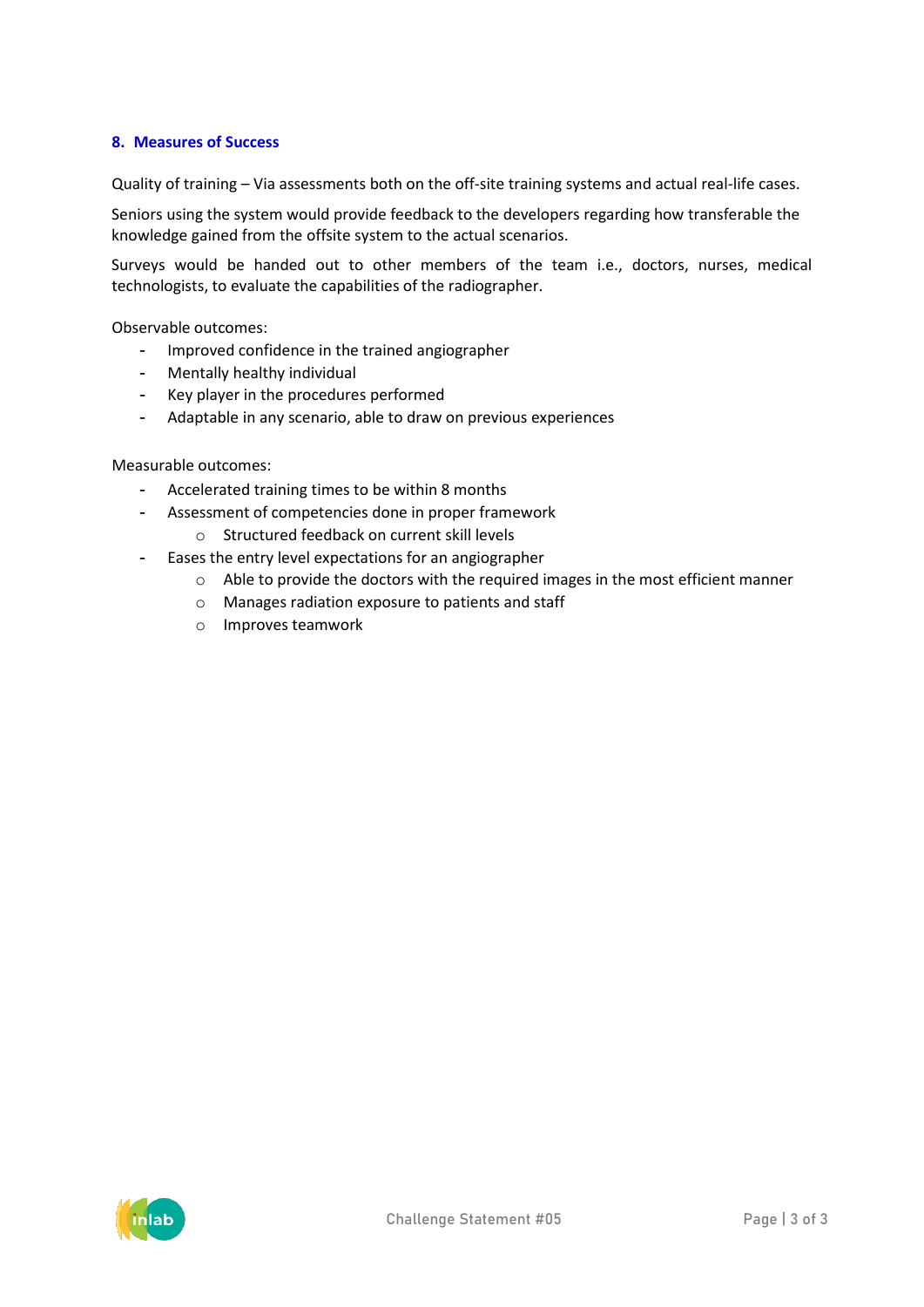## 8. Measures of Success

Quality of training – Via assessments both on the off-site training systems and actual real-life cases.

Seniors using the system would provide feedback to the developers regarding how transferable the knowledge gained from the offsite system to the actual scenarios.

Surveys would be handed out to other members of the team i.e., doctors, nurses, medical technologists, to evaluate the capabilities of the radiographer.

Observable outcomes:

- Improved confidence in the trained angiographer
- Mentally healthy individual
- Key player in the procedures performed
- Adaptable in any scenario, able to draw on previous experiences

Measurable outcomes:

- Accelerated training times to be within 8 months
- Assessment of competencies done in proper framework
    - Structured feedback on current skill levels
- Eases the entry level expectations for an angiographer
    - Able to provide the doctors with the required images in the most efficient manner
    - Manages radiation exposure to patients and staff
    - Improves teamwork